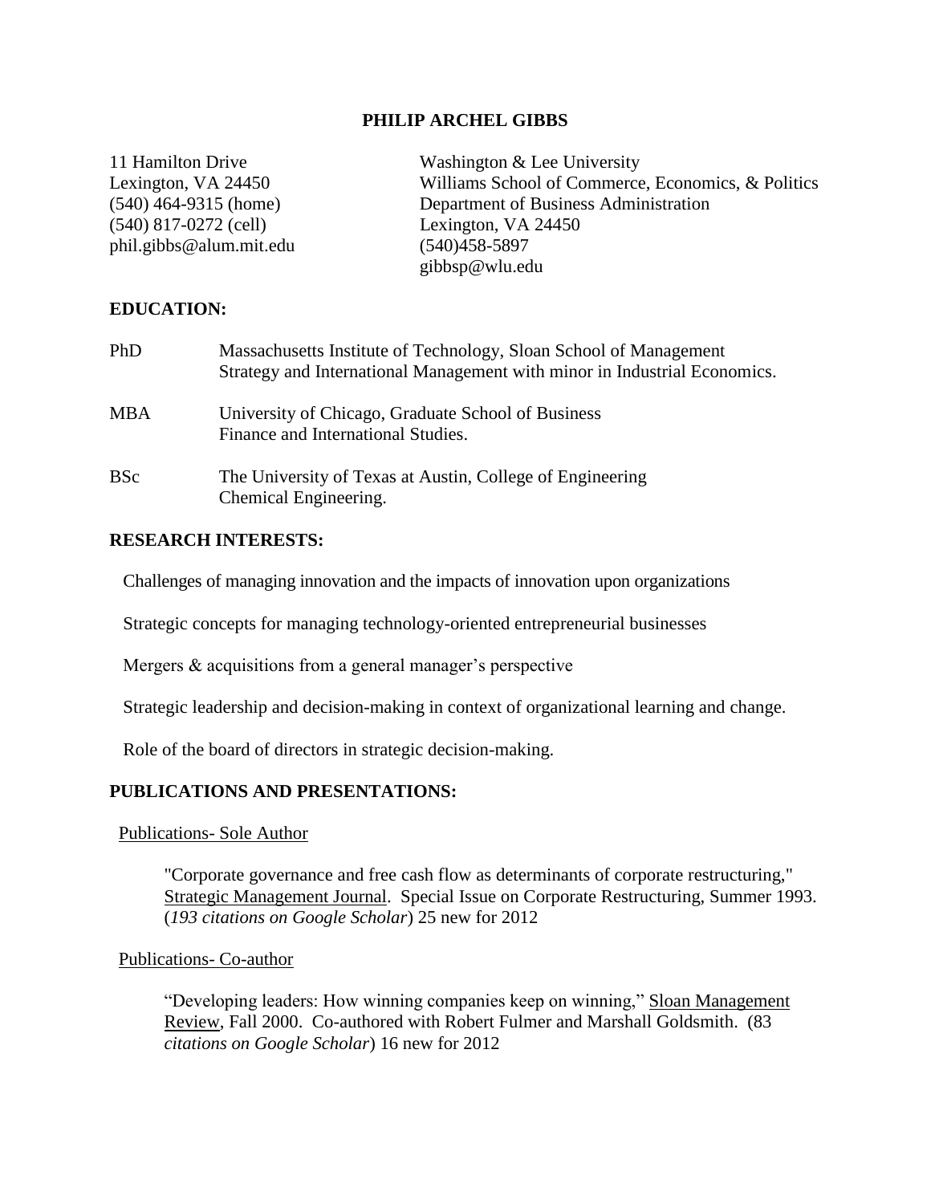# PHILIP ARCHEL GIBBS

11 Hamilton Drive
Lexington, VA 24450
(540) 464-9315 (home)
(540) 817-0272 (cell)
phil.gibbs@alum.mit.edu

Washington & Lee University
Williams School of Commerce, Economics, & Politics
Department of Business Administration
Lexington, VA 24450
(540)458-5897
gibbsp@wlu.edu

## EDUCATION:

**PhD** Massachusetts Institute of Technology, Sloan School of Management
Strategy and International Management with minor in Industrial Economics.

**MBA** University of Chicago, Graduate School of Business
Finance and International Studies.

**BSc** The University of Texas at Austin, College of Engineering
Chemical Engineering.

## RESEARCH INTERESTS:

Challenges of managing innovation and the impacts of innovation upon organizations

Strategic concepts for managing technology-oriented entrepreneurial businesses

Mergers & acquisitions from a general manager's perspective

Strategic leadership and decision-making in context of organizational learning and change.

Role of the board of directors in strategic decision-making.

## PUBLICATIONS AND PRESENTATIONS:

### Publications- Sole Author

"Corporate governance and free cash flow as determinants of corporate restructuring," Strategic Management Journal. Special Issue on Corporate Restructuring, Summer 1993. (*193 citations on Google Scholar*) 25 new for 2012

### Publications- Co-author

"Developing leaders: How winning companies keep on winning," Sloan Management Review, Fall 2000. Co-authored with Robert Fulmer and Marshall Goldsmith. (83 *citations on Google Scholar*) 16 new for 2012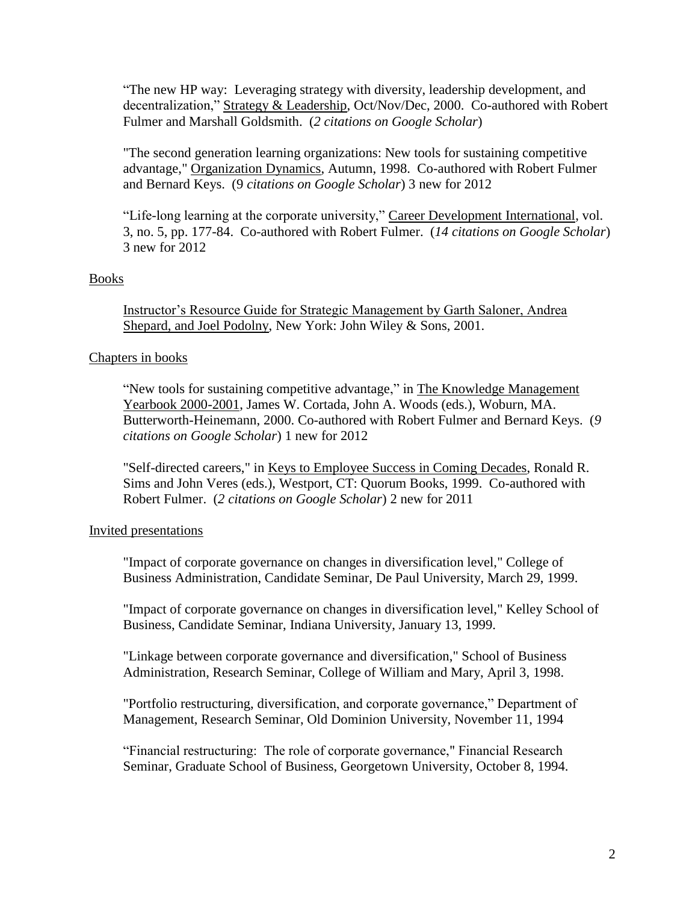"The new HP way: Leveraging strategy with diversity, leadership development, and decentralization," Strategy & Leadership, Oct/Nov/Dec, 2000. Co-authored with Robert Fulmer and Marshall Goldsmith. (*2 citations on Google Scholar*)

"The second generation learning organizations: New tools for sustaining competitive advantage," Organization Dynamics, Autumn, 1998. Co-authored with Robert Fulmer and Bernard Keys. (9 *citations on Google Scholar*) 3 new for 2012

"Life-long learning at the corporate university," Career Development International, vol. 3, no. 5, pp. 177-84. Co-authored with Robert Fulmer. (*14 citations on Google Scholar*) 3 new for 2012

## Books

Instructor's Resource Guide for Strategic Management by Garth Saloner, Andrea Shepard, and Joel Podolny, New York: John Wiley & Sons, 2001.

## Chapters in books

"New tools for sustaining competitive advantage," in The Knowledge Management Yearbook 2000-2001, James W. Cortada, John A. Woods (eds.), Woburn, MA. Butterworth-Heinemann, 2000. Co-authored with Robert Fulmer and Bernard Keys. (*9 citations on Google Scholar*) 1 new for 2012

"Self-directed careers," in Keys to Employee Success in Coming Decades, Ronald R. Sims and John Veres (eds.), Westport, CT: Quorum Books, 1999. Co-authored with Robert Fulmer. (*2 citations on Google Scholar*) 2 new for 2011

## Invited presentations

"Impact of corporate governance on changes in diversification level," College of Business Administration, Candidate Seminar, De Paul University, March 29, 1999.

"Impact of corporate governance on changes in diversification level," Kelley School of Business, Candidate Seminar, Indiana University, January 13, 1999.

"Linkage between corporate governance and diversification," School of Business Administration, Research Seminar, College of William and Mary, April 3, 1998.

"Portfolio restructuring, diversification, and corporate governance," Department of Management, Research Seminar, Old Dominion University, November 11, 1994

"Financial restructuring: The role of corporate governance," Financial Research Seminar, Graduate School of Business, Georgetown University, October 8, 1994.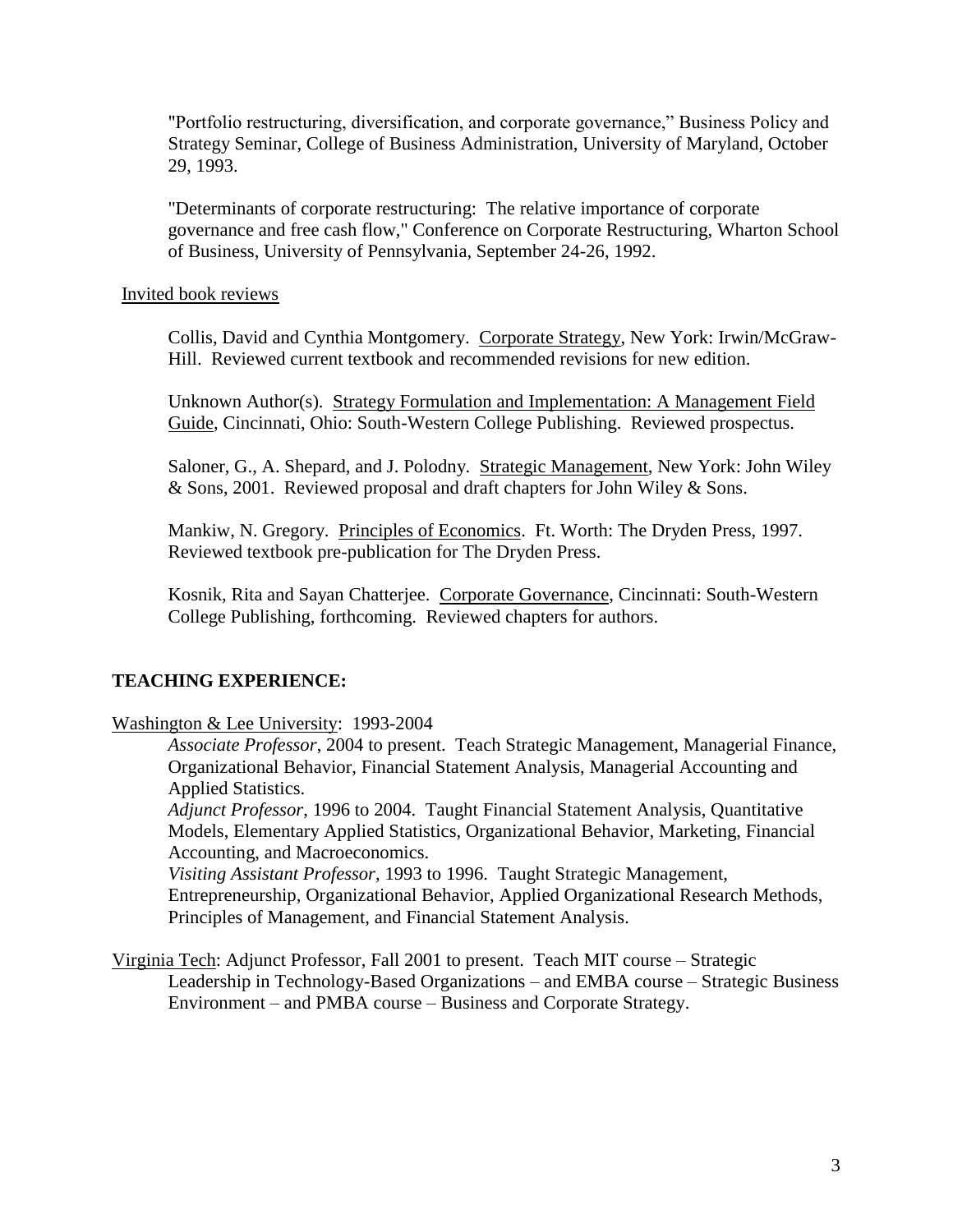"Portfolio restructuring, diversification, and corporate governance," Business Policy and Strategy Seminar, College of Business Administration, University of Maryland, October 29, 1993.

"Determinants of corporate restructuring: The relative importance of corporate governance and free cash flow," Conference on Corporate Restructuring, Wharton School of Business, University of Pennsylvania, September 24-26, 1992.

<u>Invited book reviews</u>

Collis, David and Cynthia Montgomery. <u>Corporate Strategy</u>, New York: Irwin/McGraw-Hill. Reviewed current textbook and recommended revisions for new edition.

Unknown Author(s). <u>Strategy Formulation and Implementation: A Management Field Guide</u>, Cincinnati, Ohio: South-Western College Publishing. Reviewed prospectus.

Saloner, G., A. Shepard, and J. Polodny. <u>Strategic Management</u>, New York: John Wiley & Sons, 2001. Reviewed proposal and draft chapters for John Wiley & Sons.

Mankiw, N. Gregory. <u>Principles of Economics</u>. Ft. Worth: The Dryden Press, 1997. Reviewed textbook pre-publication for The Dryden Press.

Kosnik, Rita and Sayan Chatterjee. <u>Corporate Governance</u>, Cincinnati: South-Western College Publishing, forthcoming. Reviewed chapters for authors.

## TEACHING EXPERIENCE:

<u>Washington & Lee University</u>: 1993-2004

*Associate Professor*, 2004 to present. Teach Strategic Management, Managerial Finance, Organizational Behavior, Financial Statement Analysis, Managerial Accounting and Applied Statistics.

*Adjunct Professor*, 1996 to 2004. Taught Financial Statement Analysis, Quantitative Models, Elementary Applied Statistics, Organizational Behavior, Marketing, Financial Accounting, and Macroeconomics.

*Visiting Assistant Professor*, 1993 to 1996. Taught Strategic Management, Entrepreneurship, Organizational Behavior, Applied Organizational Research Methods, Principles of Management, and Financial Statement Analysis.

<u>Virginia Tech</u>: Adjunct Professor, Fall 2001 to present. Teach MIT course – Strategic Leadership in Technology-Based Organizations – and EMBA course – Strategic Business Environment – and PMBA course – Business and Corporate Strategy.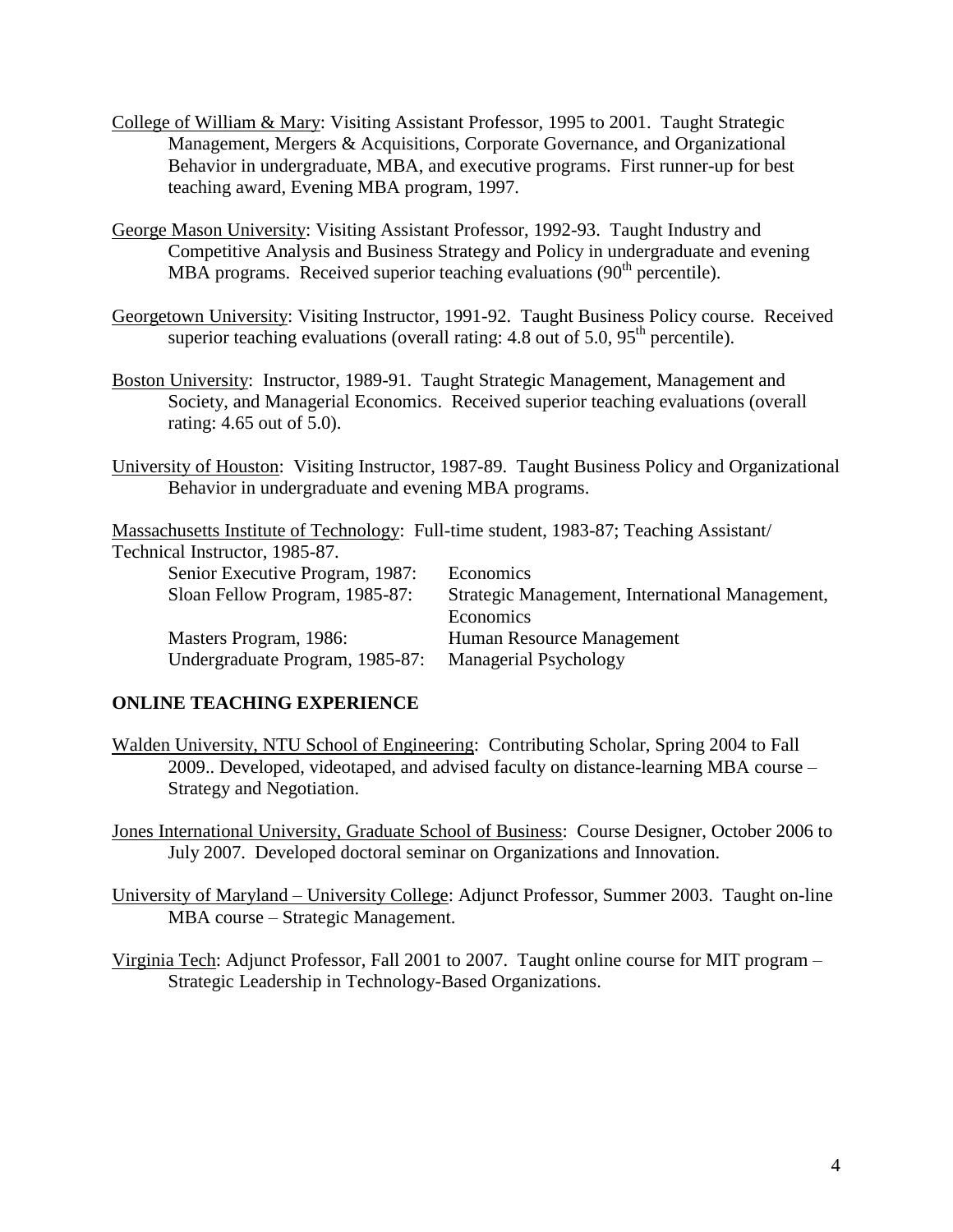College of William & Mary: Visiting Assistant Professor, 1995 to 2001. Taught Strategic Management, Mergers & Acquisitions, Corporate Governance, and Organizational Behavior in undergraduate, MBA, and executive programs. First runner-up for best teaching award, Evening MBA program, 1997.

George Mason University: Visiting Assistant Professor, 1992-93. Taught Industry and Competitive Analysis and Business Strategy and Policy in undergraduate and evening MBA programs. Received superior teaching evaluations (90th percentile).

Georgetown University: Visiting Instructor, 1991-92. Taught Business Policy course. Received superior teaching evaluations (overall rating: 4.8 out of 5.0, 95th percentile).

Boston University: Instructor, 1989-91. Taught Strategic Management, Management and Society, and Managerial Economics. Received superior teaching evaluations (overall rating: 4.65 out of 5.0).

University of Houston: Visiting Instructor, 1987-89. Taught Business Policy and Organizational Behavior in undergraduate and evening MBA programs.

Massachusetts Institute of Technology: Full-time student, 1983-87; Teaching Assistant/ Technical Instructor, 1985-87.

| | |
|---|---|
| Senior Executive Program, 1987: | Economics |
| Sloan Fellow Program, 1985-87: | Strategic Management, International Management, Economics |
| Masters Program, 1986: | Human Resource Management |
| Undergraduate Program, 1985-87: | Managerial Psychology |

**ONLINE TEACHING EXPERIENCE**

Walden University, NTU School of Engineering: Contributing Scholar, Spring 2004 to Fall 2009.. Developed, videotaped, and advised faculty on distance-learning MBA course – Strategy and Negotiation.

Jones International University, Graduate School of Business: Course Designer, October 2006 to July 2007. Developed doctoral seminar on Organizations and Innovation.

University of Maryland – University College: Adjunct Professor, Summer 2003. Taught on-line MBA course – Strategic Management.

Virginia Tech: Adjunct Professor, Fall 2001 to 2007. Taught online course for MIT program – Strategic Leadership in Technology-Based Organizations.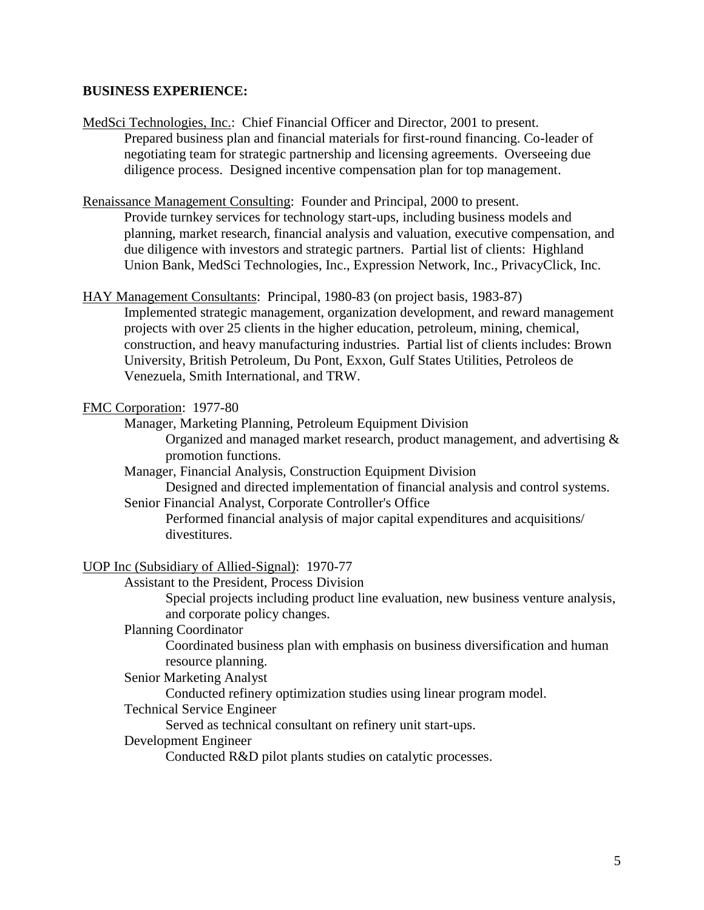**BUSINESS EXPERIENCE:**

<u>MedSci Technologies, Inc.</u>: Chief Financial Officer and Director, 2001 to present.
Prepared business plan and financial materials for first-round financing. Co-leader of negotiating team for strategic partnership and licensing agreements. Overseeing due diligence process. Designed incentive compensation plan for top management.

<u>Renaissance Management Consulting</u>: Founder and Principal, 2000 to present.
Provide turnkey services for technology start-ups, including business models and planning, market research, financial analysis and valuation, executive compensation, and due diligence with investors and strategic partners. Partial list of clients: Highland Union Bank, MedSci Technologies, Inc., Expression Network, Inc., PrivacyClick, Inc.

<u>HAY Management Consultants</u>: Principal, 1980-83 (on project basis, 1983-87)
Implemented strategic management, organization development, and reward management projects with over 25 clients in the higher education, petroleum, mining, chemical, construction, and heavy manufacturing industries. Partial list of clients includes: Brown University, British Petroleum, Du Pont, Exxon, Gulf States Utilities, Petroleos de Venezuela, Smith International, and TRW.

<u>FMC Corporation</u>: 1977-80

- Manager, Marketing Planning, Petroleum Equipment Division
  - Organized and managed market research, product management, and advertising & promotion functions.
- Manager, Financial Analysis, Construction Equipment Division
  - Designed and directed implementation of financial analysis and control systems.
- Senior Financial Analyst, Corporate Controller's Office
  - Performed financial analysis of major capital expenditures and acquisitions/ divestitures.

<u>UOP Inc (Subsidiary of Allied-Signal)</u>: 1970-77

- Assistant to the President, Process Division
  - Special projects including product line evaluation, new business venture analysis, and corporate policy changes.
- Planning Coordinator
  - Coordinated business plan with emphasis on business diversification and human resource planning.
- Senior Marketing Analyst
  - Conducted refinery optimization studies using linear program model.
- Technical Service Engineer
  - Served as technical consultant on refinery unit start-ups.
- Development Engineer
  - Conducted R&D pilot plants studies on catalytic processes.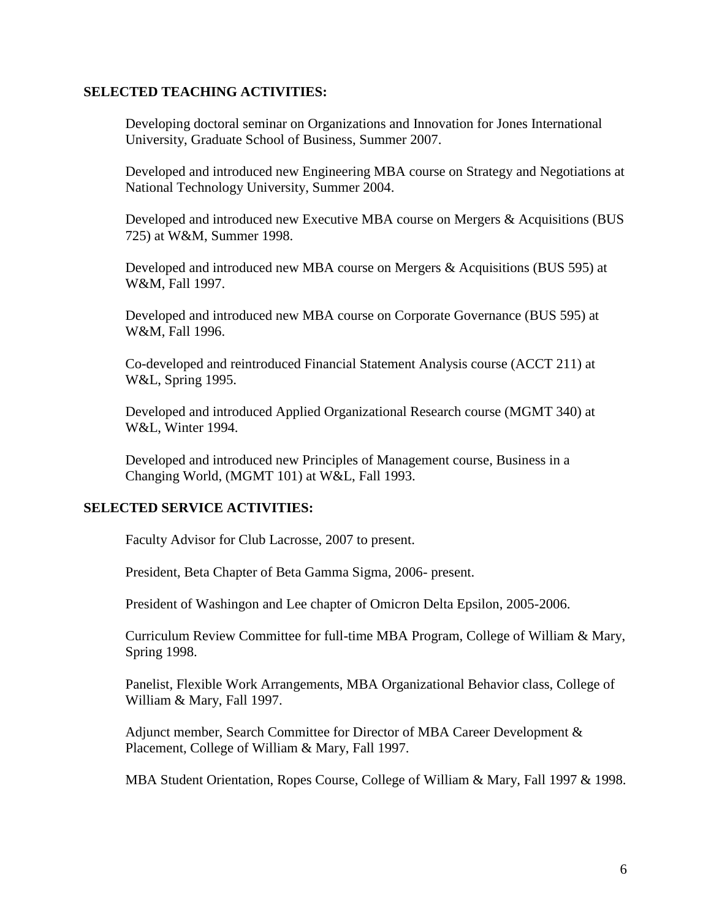## SELECTED TEACHING ACTIVITIES:

Developing doctoral seminar on Organizations and Innovation for Jones International University, Graduate School of Business, Summer 2007.

Developed and introduced new Engineering MBA course on Strategy and Negotiations at National Technology University, Summer 2004.

Developed and introduced new Executive MBA course on Mergers & Acquisitions (BUS 725) at W&M, Summer 1998.

Developed and introduced new MBA course on Mergers & Acquisitions (BUS 595) at W&M, Fall 1997.

Developed and introduced new MBA course on Corporate Governance (BUS 595) at W&M, Fall 1996.

Co-developed and reintroduced Financial Statement Analysis course (ACCT 211) at W&L, Spring 1995.

Developed and introduced Applied Organizational Research course (MGMT 340) at W&L, Winter 1994.

Developed and introduced new Principles of Management course, Business in a Changing World, (MGMT 101) at W&L, Fall 1993.

## SELECTED SERVICE ACTIVITIES:

Faculty Advisor for Club Lacrosse, 2007 to present.

President, Beta Chapter of Beta Gamma Sigma, 2006- present.

President of Washingon and Lee chapter of Omicron Delta Epsilon, 2005-2006.

Curriculum Review Committee for full-time MBA Program, College of William & Mary, Spring 1998.

Panelist, Flexible Work Arrangements, MBA Organizational Behavior class, College of William & Mary, Fall 1997.

Adjunct member, Search Committee for Director of MBA Career Development & Placement, College of William & Mary, Fall 1997.

MBA Student Orientation, Ropes Course, College of William & Mary, Fall 1997 & 1998.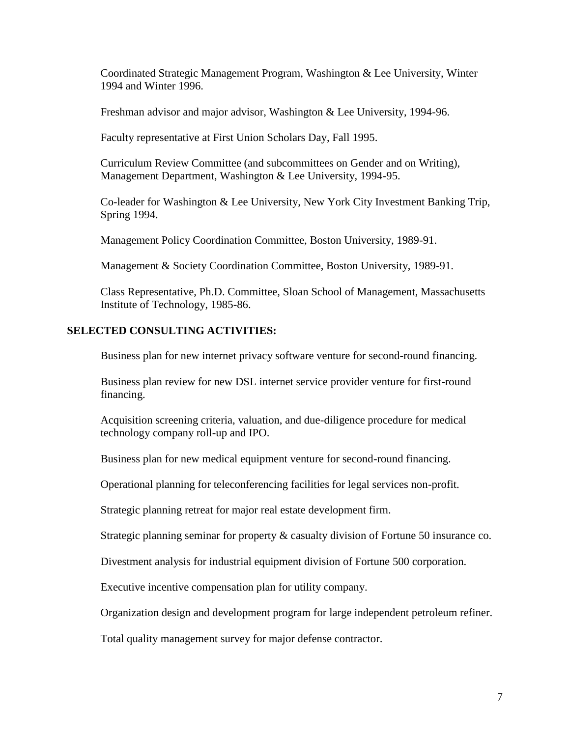Coordinated Strategic Management Program, Washington & Lee University, Winter 1994 and Winter 1996.

Freshman advisor and major advisor, Washington & Lee University, 1994-96.

Faculty representative at First Union Scholars Day, Fall 1995.

Curriculum Review Committee (and subcommittees on Gender and on Writing), Management Department, Washington & Lee University, 1994-95.

Co-leader for Washington & Lee University, New York City Investment Banking Trip, Spring 1994.

Management Policy Coordination Committee, Boston University, 1989-91.

Management & Society Coordination Committee, Boston University, 1989-91.

Class Representative, Ph.D. Committee, Sloan School of Management, Massachusetts Institute of Technology, 1985-86.

## SELECTED CONSULTING ACTIVITIES:

Business plan for new internet privacy software venture for second-round financing.

Business plan review for new DSL internet service provider venture for first-round financing.

Acquisition screening criteria, valuation, and due-diligence procedure for medical technology company roll-up and IPO.

Business plan for new medical equipment venture for second-round financing.

Operational planning for teleconferencing facilities for legal services non-profit.

Strategic planning retreat for major real estate development firm.

Strategic planning seminar for property & casualty division of Fortune 50 insurance co.

Divestment analysis for industrial equipment division of Fortune 500 corporation.

Executive incentive compensation plan for utility company.

Organization design and development program for large independent petroleum refiner.

Total quality management survey for major defense contractor.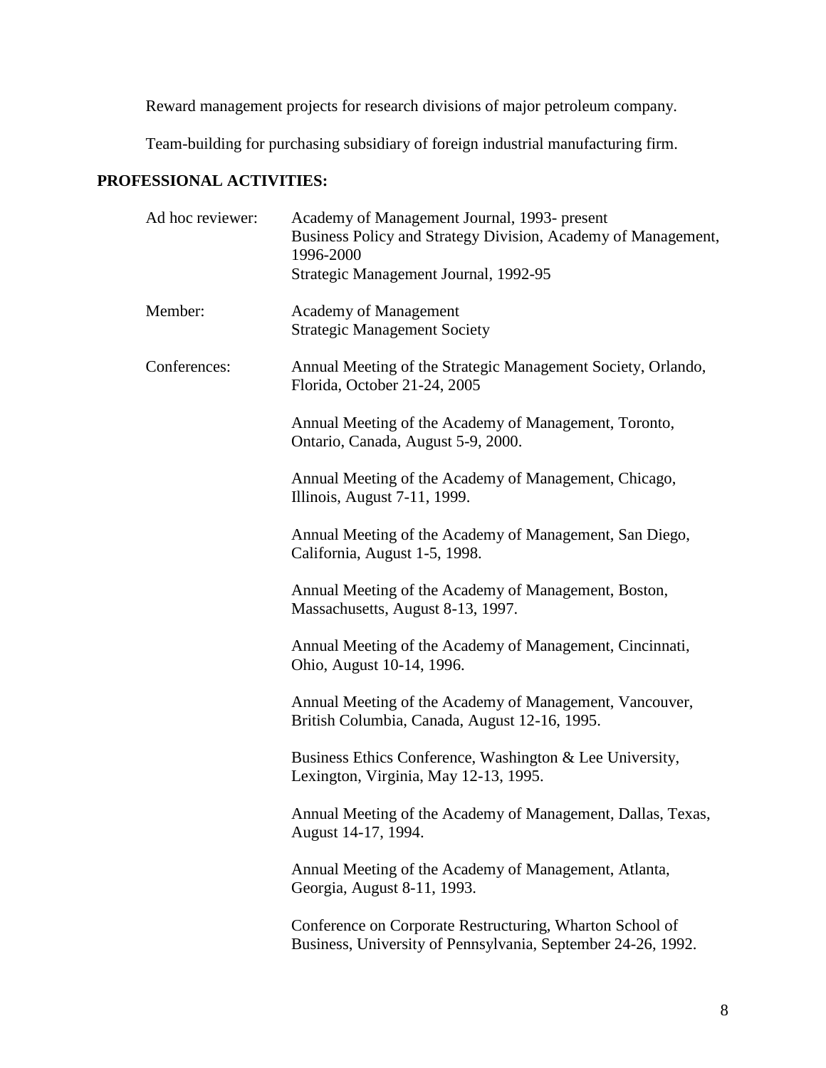Reward management projects for research divisions of major petroleum company.

Team-building for purchasing subsidiary of foreign industrial manufacturing firm.

## PROFESSIONAL ACTIVITIES:

Ad hoc reviewer: Academy of Management Journal, 1993- present
Business Policy and Strategy Division, Academy of Management, 1996-2000
Strategic Management Journal, 1992-95

Member: Academy of Management
Strategic Management Society

Conferences: Annual Meeting of the Strategic Management Society, Orlando, Florida, October 21-24, 2005

Annual Meeting of the Academy of Management, Toronto, Ontario, Canada, August 5-9, 2000.

Annual Meeting of the Academy of Management, Chicago, Illinois, August 7-11, 1999.

Annual Meeting of the Academy of Management, San Diego, California, August 1-5, 1998.

Annual Meeting of the Academy of Management, Boston, Massachusetts, August 8-13, 1997.

Annual Meeting of the Academy of Management, Cincinnati, Ohio, August 10-14, 1996.

Annual Meeting of the Academy of Management, Vancouver, British Columbia, Canada, August 12-16, 1995.

Business Ethics Conference, Washington & Lee University, Lexington, Virginia, May 12-13, 1995.

Annual Meeting of the Academy of Management, Dallas, Texas, August 14-17, 1994.

Annual Meeting of the Academy of Management, Atlanta, Georgia, August 8-11, 1993.

Conference on Corporate Restructuring, Wharton School of Business, University of Pennsylvania, September 24-26, 1992.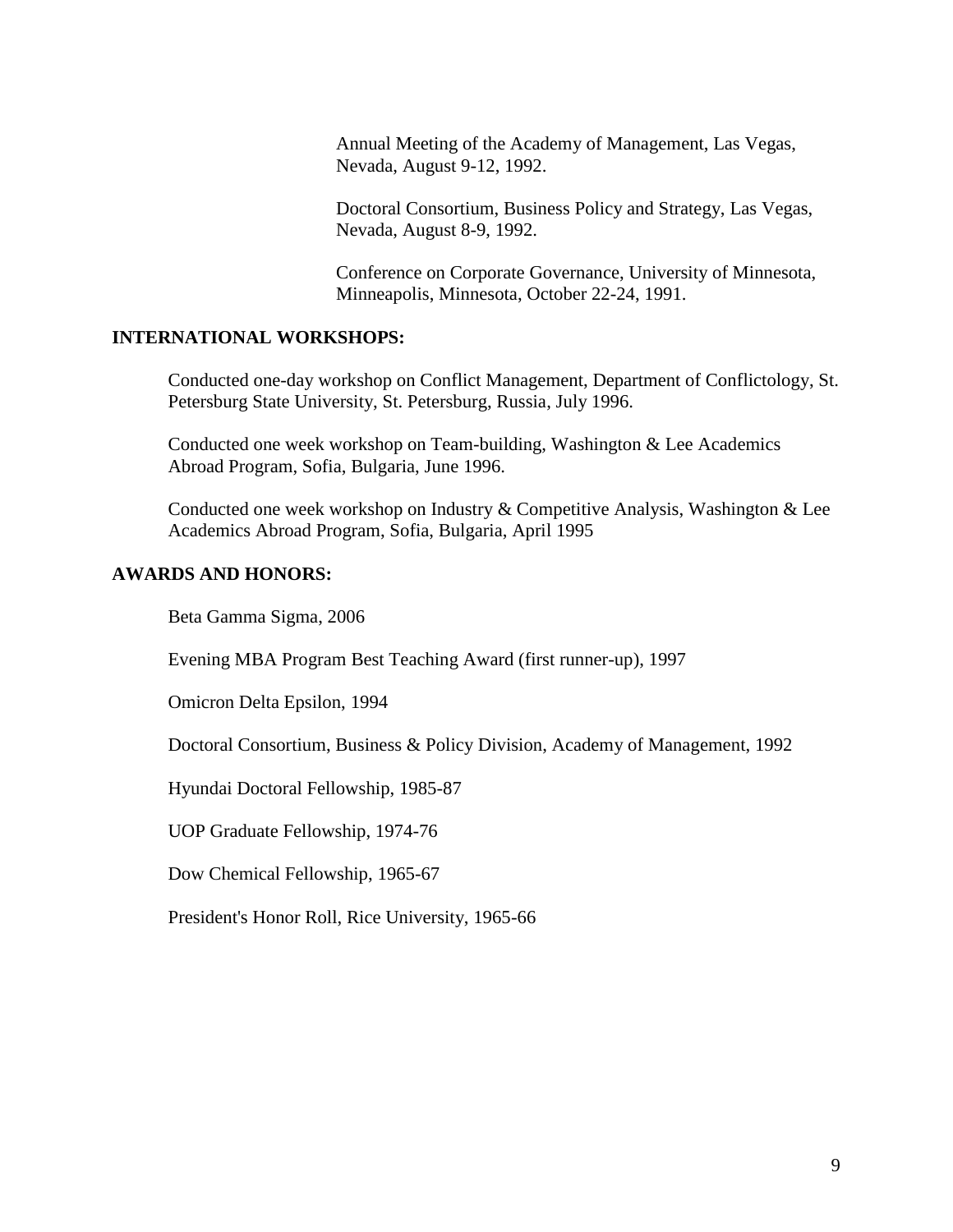Annual Meeting of the Academy of Management, Las Vegas, Nevada, August 9-12, 1992.

Doctoral Consortium, Business Policy and Strategy, Las Vegas, Nevada, August 8-9, 1992.

Conference on Corporate Governance, University of Minnesota, Minneapolis, Minnesota, October 22-24, 1991.

## INTERNATIONAL WORKSHOPS:

Conducted one-day workshop on Conflict Management, Department of Conflictology, St. Petersburg State University, St. Petersburg, Russia, July 1996.

Conducted one week workshop on Team-building, Washington & Lee Academics Abroad Program, Sofia, Bulgaria, June 1996.

Conducted one week workshop on Industry & Competitive Analysis, Washington & Lee Academics Abroad Program, Sofia, Bulgaria, April 1995

## AWARDS AND HONORS:

Beta Gamma Sigma, 2006

Evening MBA Program Best Teaching Award (first runner-up), 1997

Omicron Delta Epsilon, 1994

Doctoral Consortium, Business & Policy Division, Academy of Management, 1992

Hyundai Doctoral Fellowship, 1985-87

UOP Graduate Fellowship, 1974-76

Dow Chemical Fellowship, 1965-67

President's Honor Roll, Rice University, 1965-66